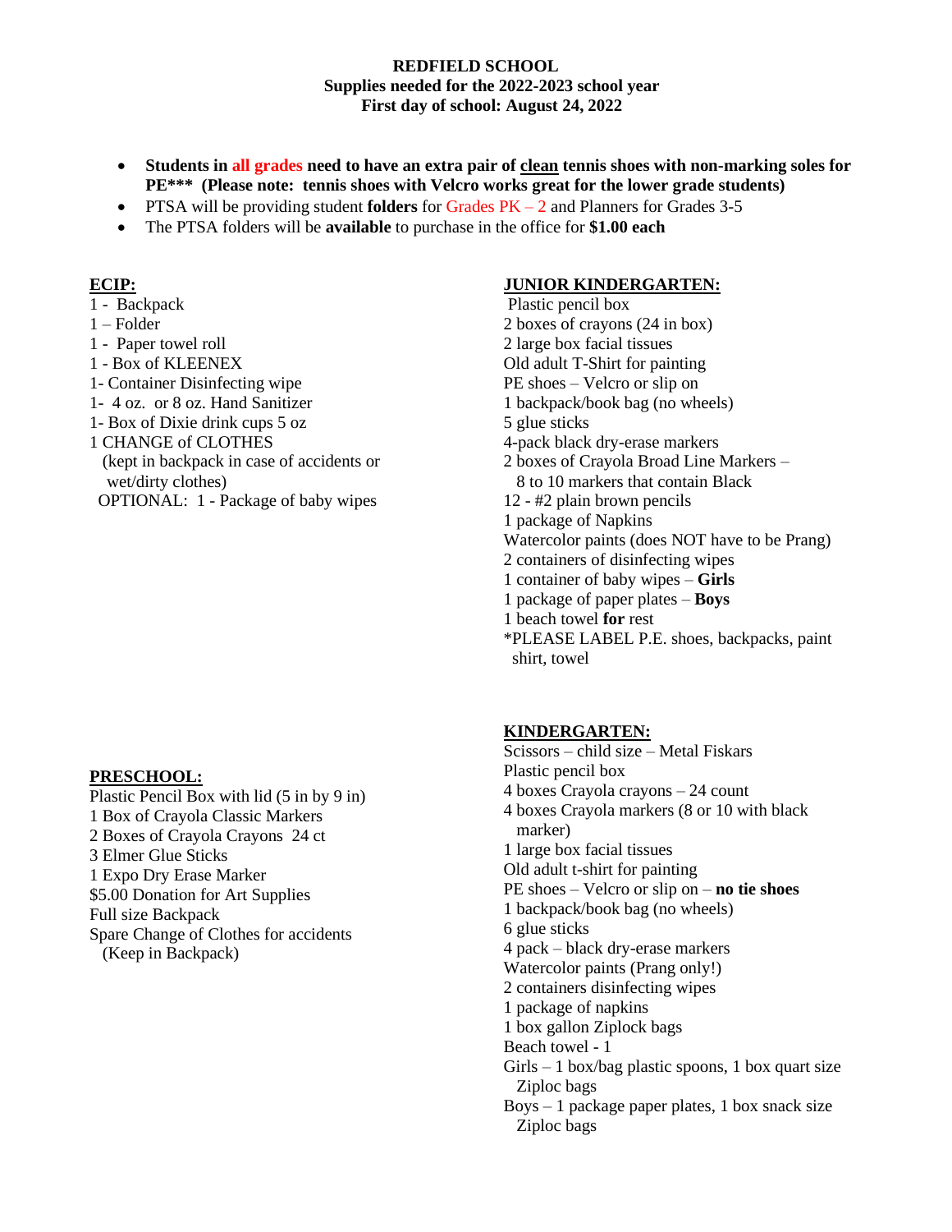**REDFIELD SCHOOL**
**Supplies needed for the 2022-2023 school year**
**First day of school: August 24, 2022**

- **Students in all grades need to have an extra pair of clean tennis shoes with non-marking soles for PE*** (Please note: tennis shoes with Velcro works great for the lower grade students)**
- PTSA will be providing student **folders** for Grades PK – 2 and Planners for Grades 3-5
- The PTSA folders will be **available** to purchase in the office for **$1.00 each**

**ECIP:**

1 - Backpack
1 – Folder
1 - Paper towel roll
1 - Box of KLEENEX
1- Container Disinfecting wipe
1- 4 oz. or 8 oz. Hand Sanitizer
1- Box of Dixie drink cups 5 oz
1 CHANGE of CLOTHES
(kept in backpack in case of accidents or wet/dirty clothes)
OPTIONAL: 1 - Package of baby wipes

**PRESCHOOL:**

Plastic Pencil Box with lid (5 in by 9 in)
1 Box of Crayola Classic Markers
2 Boxes of Crayola Crayons 24 ct
3 Elmer Glue Sticks
1 Expo Dry Erase Marker
$5.00 Donation for Art Supplies
Full size Backpack
Spare Change of Clothes for accidents
(Keep in Backpack)

**JUNIOR KINDERGARTEN:**

Plastic pencil box
2 boxes of crayons (24 in box)
2 large box facial tissues
Old adult T-Shirt for painting
PE shoes – Velcro or slip on
1 backpack/book bag (no wheels)
5 glue sticks
4-pack black dry-erase markers
2 boxes of Crayola Broad Line Markers – 8 to 10 markers that contain Black
12 - #2 plain brown pencils
1 package of Napkins
Watercolor paints (does NOT have to be Prang)
2 containers of disinfecting wipes
1 container of baby wipes – **Girls**
1 package of paper plates – **Boys**
1 beach towel **for** rest
*PLEASE LABEL P.E. shoes, backpacks, paint shirt, towel

**KINDERGARTEN:**

Scissors – child size – Metal Fiskars
Plastic pencil box
4 boxes Crayola crayons – 24 count
4 boxes Crayola markers (8 or 10 with black marker)
1 large box facial tissues
Old adult t-shirt for painting
PE shoes – Velcro or slip on – **no tie shoes**
1 backpack/book bag (no wheels)
6 glue sticks
4 pack – black dry-erase markers
Watercolor paints (Prang only!)
2 containers disinfecting wipes
1 package of napkins
1 box gallon Ziplock bags
Beach towel - 1
Girls – 1 box/bag plastic spoons, 1 box quart size Ziploc bags
Boys – 1 package paper plates, 1 box snack size Ziploc bags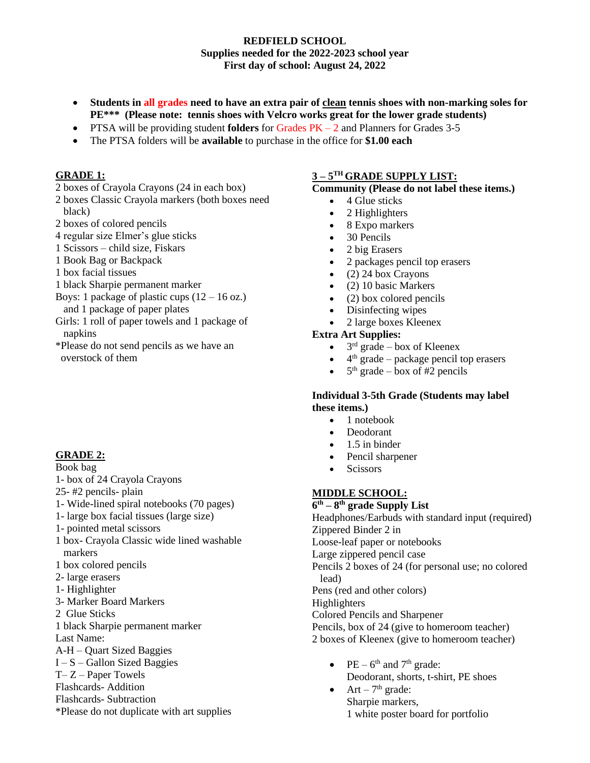**REDFIELD SCHOOL**
**Supplies needed for the 2022-2023 school year**
**First day of school: August 24, 2022**

- **Students in all grades need to have an extra pair of clean tennis shoes with non-marking soles for PE\*\*\* (Please note: tennis shoes with Velcro works great for the lower grade students)**
- PTSA will be providing student **folders** for Grades PK – 2 and Planners for Grades 3-5
- The PTSA folders will be **available** to purchase in the office for **$1.00 each**

## GRADE 1:

2 boxes of Crayola Crayons (24 in each box)
2 boxes Classic Crayola markers (both boxes need black)
2 boxes of colored pencils
4 regular size Elmer's glue sticks
1 Scissors – child size, Fiskars
1 Book Bag or Backpack
1 box facial tissues
1 black Sharpie permanent marker
Boys: 1 package of plastic cups (12 – 16 oz.) and 1 package of paper plates
Girls: 1 roll of paper towels and 1 package of napkins
*Please do not send pencils as we have an overstock of them

## GRADE 2:

Book bag
1- box of 24 Crayola Crayons
25- #2 pencils- plain
1- Wide-lined spiral notebooks (70 pages)
1- large box facial tissues (large size)
1- pointed metal scissors
1 box- Crayola Classic wide lined washable markers
1 box colored pencils
2- large erasers
1- Highlighter
3- Marker Board Markers
2 Glue Sticks
1 black Sharpie permanent marker
Last Name:
A-H – Quart Sized Baggies
I – S – Gallon Sized Baggies
T– Z – Paper Towels
Flashcards- Addition
Flashcards- Subtraction
*Please do not duplicate with art supplies

## 3 – 5TH GRADE SUPPLY LIST:

**Community (Please do not label these items.)**

- 4 Glue sticks
- 2 Highlighters
- 8 Expo markers
- 30 Pencils
- 2 big Erasers
- 2 packages pencil top erasers
- (2) 24 box Crayons
- (2) 10 basic Markers
- (2) box colored pencils
- Disinfecting wipes
- 2 large boxes Kleenex

**Extra Art Supplies:**

- 3rd grade – box of Kleenex
- 4th grade – package pencil top erasers
- 5th grade – box of #2 pencils

**Individual 3-5th Grade (Students may label these items.)**

- 1 notebook
- Deodorant
- 1.5 in binder
- Pencil sharpener
- Scissors

## MIDDLE SCHOOL:

**6th – 8th grade Supply List**

Headphones/Earbuds with standard input (required)
Zippered Binder 2 in
Loose-leaf paper or notebooks
Large zippered pencil case
Pencils 2 boxes of 24 (for personal use; no colored lead)
Pens (red and other colors)
Highlighters
Colored Pencils and Sharpener
Pencils, box of 24 (give to homeroom teacher)
2 boxes of Kleenex (give to homeroom teacher)

- PE – 6th and 7th grade:
  Deodorant, shorts, t-shirt, PE shoes
- Art – 7th grade:
  Sharpie markers,
  1 white poster board for portfolio